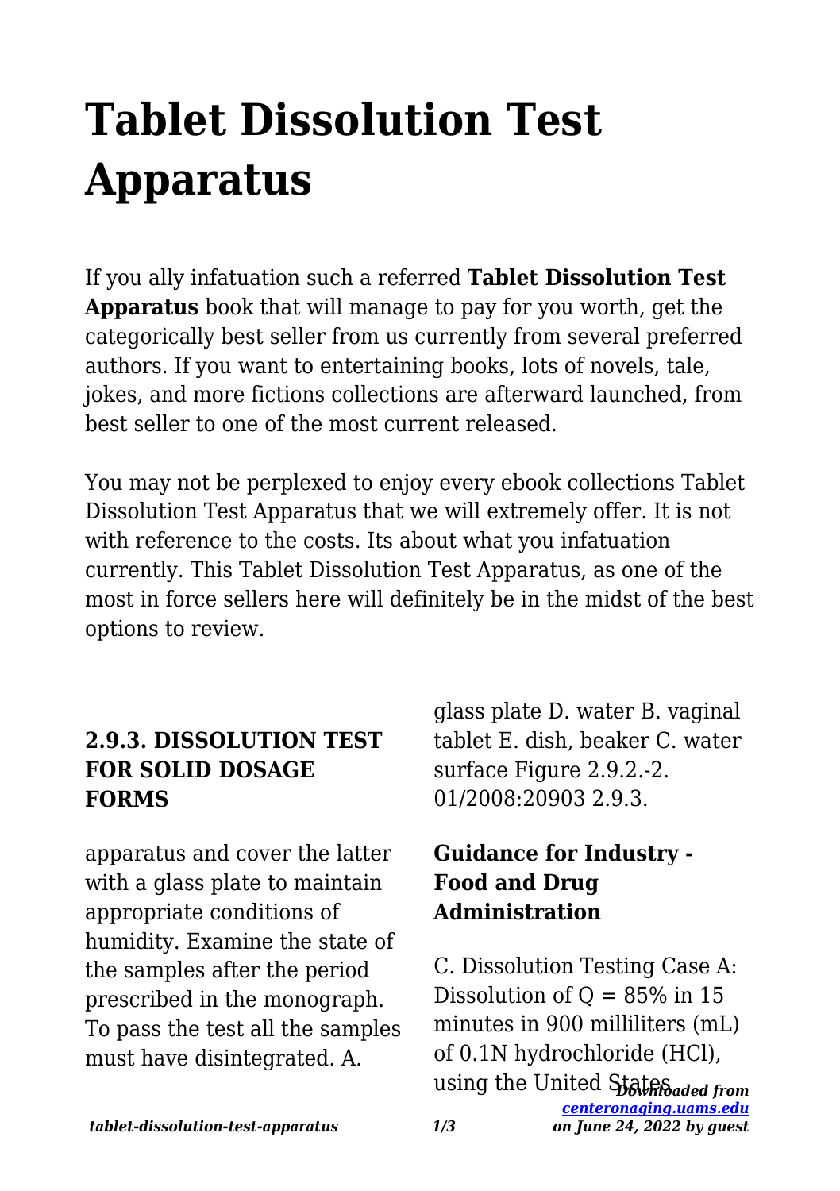# Tablet Dissolution Test Apparatus

If you ally infatuation such a referred **Tablet Dissolution Test Apparatus** book that will manage to pay for you worth, get the categorically best seller from us currently from several preferred authors. If you want to entertaining books, lots of novels, tale, jokes, and more fictions collections are afterward launched, from best seller to one of the most current released.

You may not be perplexed to enjoy every ebook collections Tablet Dissolution Test Apparatus that we will extremely offer. It is not with reference to the costs. Its about what you infatuation currently. This Tablet Dissolution Test Apparatus, as one of the most in force sellers here will definitely be in the midst of the best options to review.

### 2.9.3. DISSOLUTION TEST FOR SOLID DOSAGE FORMS

apparatus and cover the latter with a glass plate to maintain appropriate conditions of humidity. Examine the state of the samples after the period prescribed in the monograph. To pass the test all the samples must have disintegrated. A. glass plate D. water B. vaginal tablet E. dish, beaker C. water surface Figure 2.9.2.-2. 01/2008:20903 2.9.3.

### Guidance for Industry - Food and Drug Administration

C. Dissolution Testing Case A: Dissolution of Q = 85% in 15 minutes in 900 milliliters (mL) of 0.1N hydrochloride (HCl), using the United States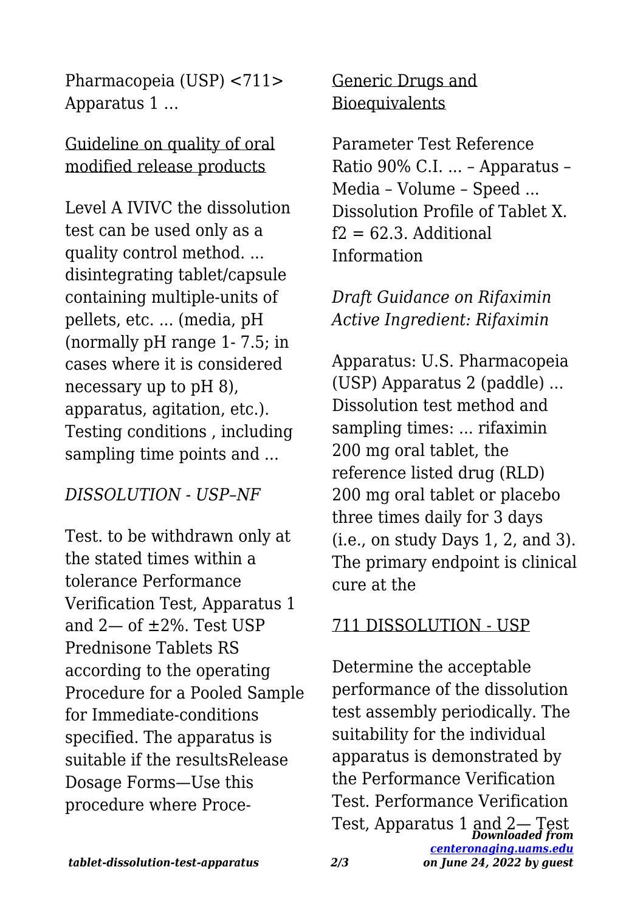Pharmacopeia (USP) <711> Apparatus 1 ...

[Guideline on quality of oral modified release products]

Level A IVIVC the dissolution test can be used only as a quality control method. ... disintegrating tablet/capsule containing multiple-units of pellets, etc. ... (media, pH (normally pH range 1- 7.5; in cases where it is considered necessary up to pH 8), apparatus, agitation, etc.). Testing conditions , including sampling time points and ...

*DISSOLUTION - USP–NF*

Test. to be withdrawn only at the stated times within a tolerance Performance Verification Test, Apparatus 1 and 2— of ±2%. Test USP Prednisone Tablets RS according to the operating Procedure for a Pooled Sample for Immediate-conditions specified. The apparatus is suitable if the resultsRelease Dosage Forms—Use this procedure where Proce-

[Generic Drugs and Bioequivalents]

Parameter Test Reference Ratio 90% C.I. ... – Apparatus – Media – Volume – Speed ... Dissolution Profile of Tablet X. f2 = 62.3. Additional Information

*Draft Guidance on Rifaximin Active Ingredient: Rifaximin*

Apparatus: U.S. Pharmacopeia (USP) Apparatus 2 (paddle) ... Dissolution test method and sampling times: ... rifaximin 200 mg oral tablet, the reference listed drug (RLD) 200 mg oral tablet or placebo three times daily for 3 days (i.e., on study Days 1, 2, and 3). The primary endpoint is clinical cure at the

[711 DISSOLUTION - USP]

Determine the acceptable performance of the dissolution test assembly periodically. The suitability for the individual apparatus is demonstrated by the Performance Verification Test. Performance Verification Test, Apparatus 1 and 2— Test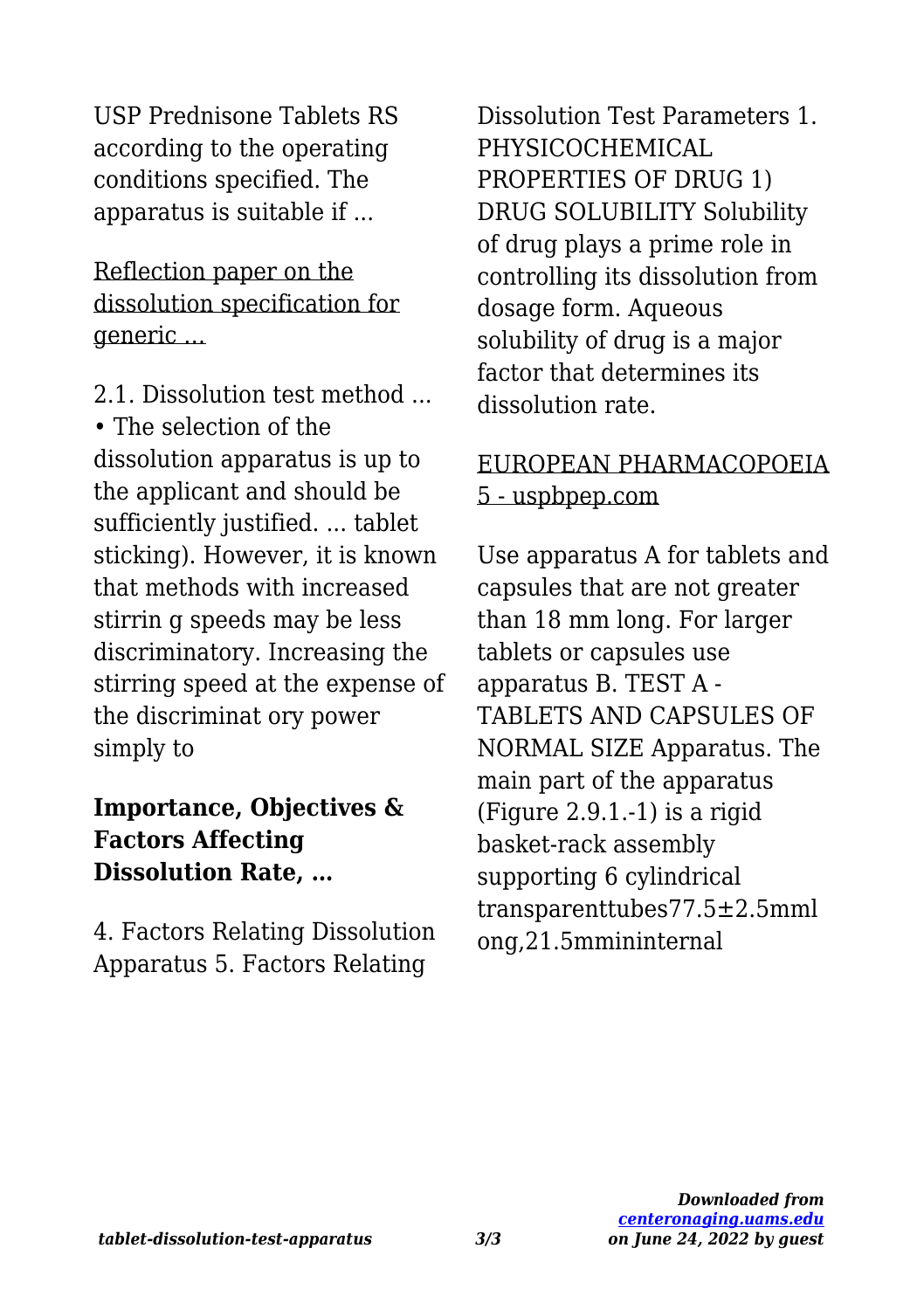USP Prednisone Tablets RS according to the operating conditions specified. The apparatus is suitable if ...

Reflection paper on the dissolution specification for generic ...

2.1. Dissolution test method ... • The selection of the dissolution apparatus is up to the applicant and should be sufficiently justified. ... tablet sticking). However, it is known that methods with increased stirrin g speeds may be less discriminatory. Increasing the stirring speed at the expense of the discriminat ory power simply to

**Importance, Objectives & Factors Affecting Dissolution Rate, …**

4. Factors Relating Dissolution Apparatus 5. Factors Relating Dissolution Test Parameters 1. PHYSICOCHEMICAL PROPERTIES OF DRUG 1) DRUG SOLUBILITY Solubility of drug plays a prime role in controlling its dissolution from dosage form. Aqueous solubility of drug is a major factor that determines its dissolution rate.

EUROPEAN PHARMACOPOEIA 5 - uspbpep.com

Use apparatus A for tablets and capsules that are not greater than 18 mm long. For larger tablets or capsules use apparatus B. TEST A - TABLETS AND CAPSULES OF NORMAL SIZE Apparatus. The main part of the apparatus (Figure 2.9.1.-1) is a rigid basket-rack assembly supporting 6 cylindrical transparenttubes77.5±2.5mml ong,21.5mmininternal